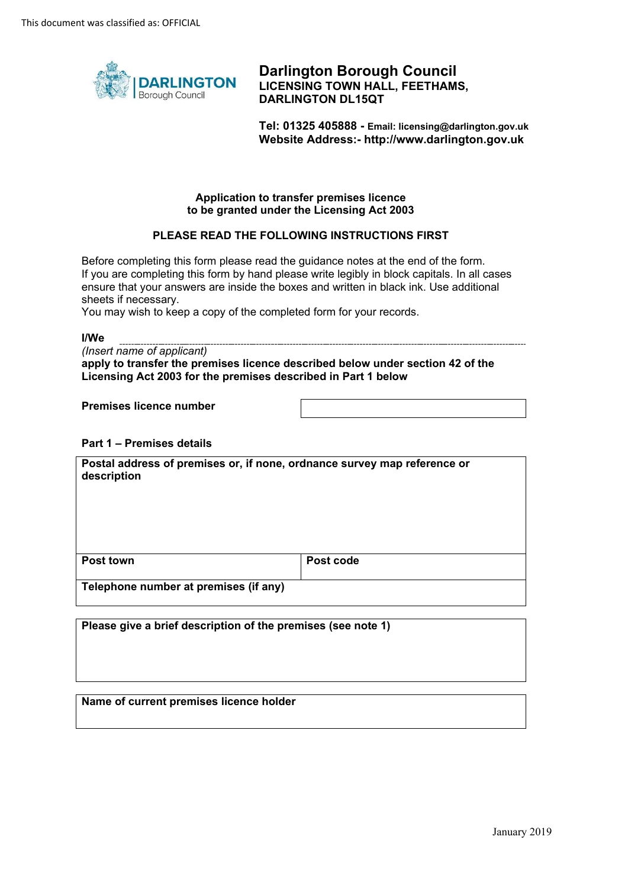This document was classified as: OFFICIAL

**Darlington Borough Council**
**LICENSING TOWN HALL, FEETHAMS,**
**DARLINGTON DL15QT**

**Tel: 01325 405888 - Email: licensing@darlington.gov.uk**
**Website Address:- http://www.darlington.gov.uk**

## Application to transfer premises licence to be granted under the Licensing Act 2003

### PLEASE READ THE FOLLOWING INSTRUCTIONS FIRST

Before completing this form please read the guidance notes at the end of the form.
If you are completing this form by hand please write legibly in block capitals. In all cases ensure that your answers are inside the boxes and written in black ink. Use additional sheets if necessary.
You may wish to keep a copy of the completed form for your records.

**I/We** ..............................................................................................................................
*(Insert name of applicant)*
**apply to transfer the premises licence described below under section 42 of the Licensing Act 2003 for the premises described in Part 1 below**

| **Premises licence number** | |
|---|---|

**Part 1 – Premises details**

| **Postal address of premises or, if none, ordnance survey map reference or description** | |
|---|---|
| **Post town** | **Post code** |
| **Telephone number at premises (if any)** | |

| **Please give a brief description of the premises (see note 1)** |
|---|
| |

| **Name of current premises licence holder** |
|---|
| |

January 2019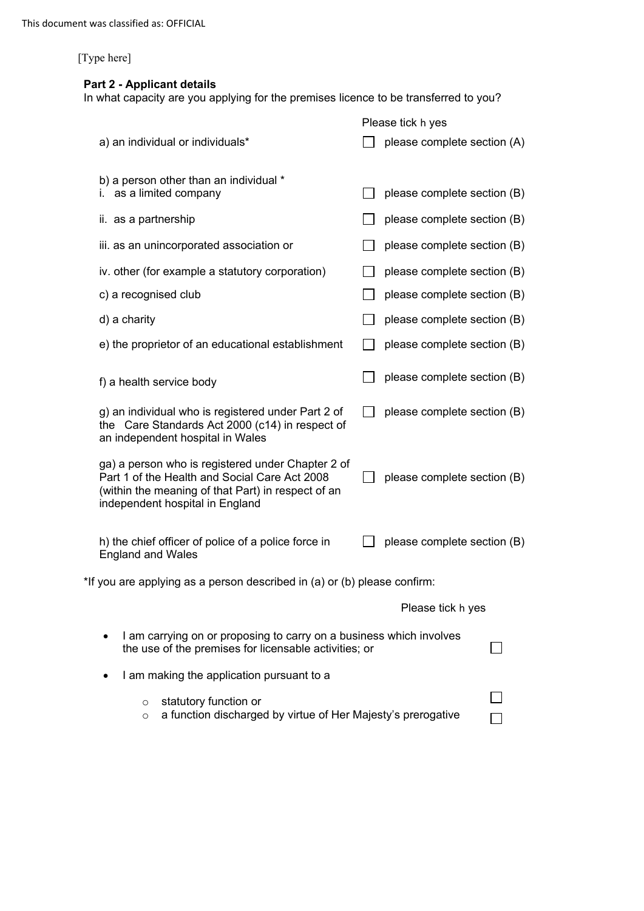This document was classified as: OFFICIAL

[Type here]

**Part 2 - Applicant details**

In what capacity are you applying for the premises licence to be transferred to you?

| | Please tick h yes |
|---|---|
| a) an individual or individuals* | ☐ please complete section (A) |
| b) a person other than an individual *<br>i. as a limited company | ☐ please complete section (B) |
| ii. as a partnership | ☐ please complete section (B) |
| iii. as an unincorporated association or | ☐ please complete section (B) |
| iv. other (for example a statutory corporation) | ☐ please complete section (B) |
| c) a recognised club | ☐ please complete section (B) |
| d) a charity | ☐ please complete section (B) |
| e) the proprietor of an educational establishment | ☐ please complete section (B) |
| f) a health service body | ☐ please complete section (B) |
| g) an individual who is registered under Part 2 of the Care Standards Act 2000 (c14) in respect of an independent hospital in Wales | ☐ please complete section (B) |
| ga) a person who is registered under Chapter 2 of Part 1 of the Health and Social Care Act 2008 (within the meaning of that Part) in respect of an independent hospital in England | ☐ please complete section (B) |
| h) the chief officer of police of a police force in England and Wales | ☐ please complete section (B) |

*If you are applying as a person described in (a) or (b) please confirm:

| | Please tick h yes |
|---|---|
| • I am carrying on or proposing to carry on a business which involves the use of the premises for licensable activities; or | ☐ |
| • I am making the application pursuant to a | |
| ○ statutory function or | ☐ |
| ○ a function discharged by virtue of Her Majesty's prerogative | ☐ |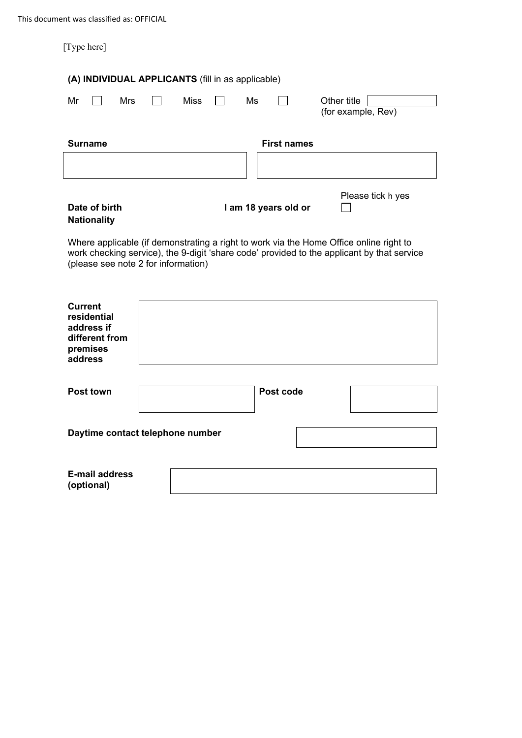This document was classified as: OFFICIAL

[Type here]

**(A) INDIVIDUAL APPLICANTS** (fill in as applicable)

Mr ☐ Mrs ☐ Miss ☐ Ms ☐ Other title ☐ (for example, Rev)

| **Surname** | **First names** |
| --- | --- |
| | |

**Date of birth** **I am 18 years old or** Please tick h yes ☐

**Nationality**

Where applicable (if demonstrating a right to work via the Home Office online right to work checking service), the 9-digit 'share code' provided to the applicant by that service (please see note 2 for information)

| **Current residential address if different from premises address** | |
| --- | --- |

| **Post town** | | **Post code** | |
| --- | --- | --- | --- |

**Daytime contact telephone number**

**E-mail address (optional)**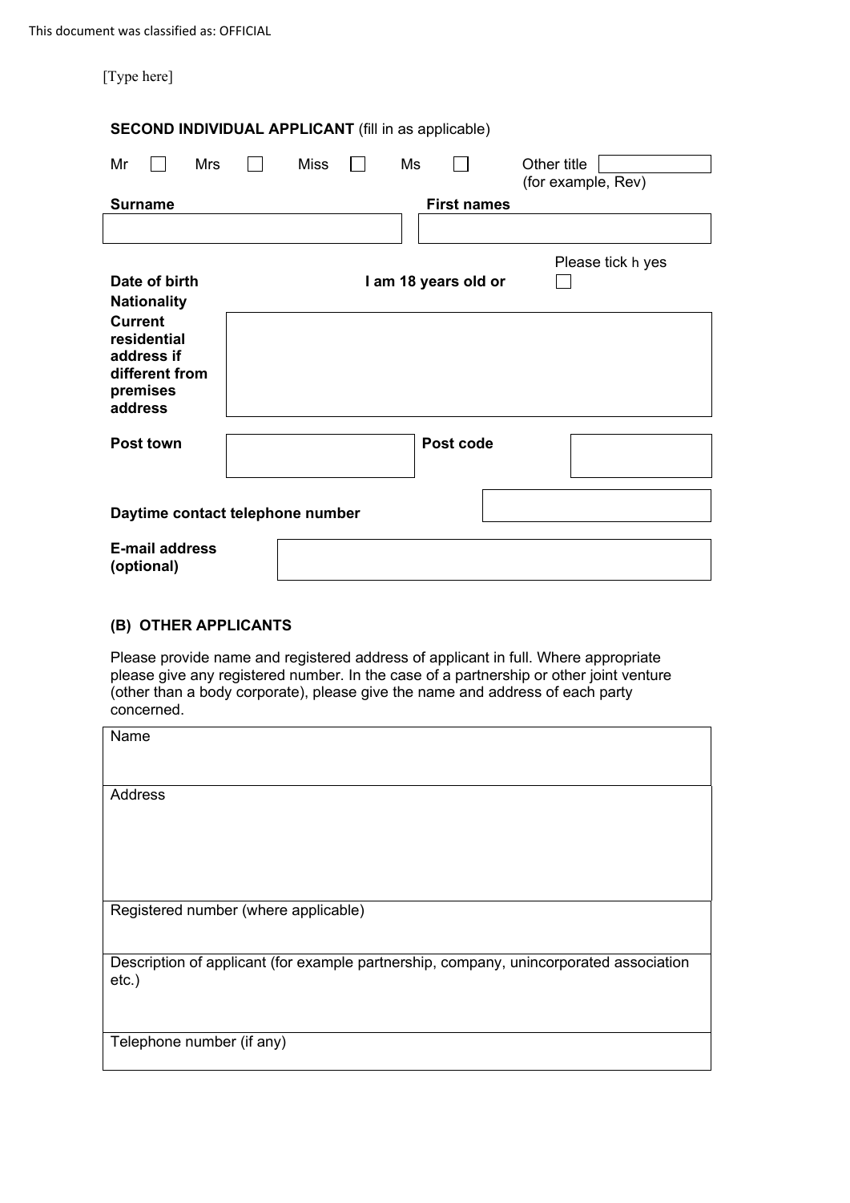[Type here]

**SECOND INDIVIDUAL APPLICANT** (fill in as applicable)

Mr ☐ Mrs ☐ Miss ☐ Ms ☐ Other title (for example, Rev)

| **Surname** | **First names** |
|---|---|
| | |

**Date of birth** **I am 18 years old or** Please tick h yes ☐

**Nationality**

| **Current residential address if different from premises address** | |
|---|---|

| **Post town** | | **Post code** | |
|---|---|---|---|

| **Daytime contact telephone number** | |
|---|---|

| **E-mail address (optional)** | |
|---|---|

### (B) OTHER APPLICANTS

Please provide name and registered address of applicant in full. Where appropriate please give any registered number. In the case of a partnership or other joint venture (other than a body corporate), please give the name and address of each party concerned.

| Name |
|---|
| Address |
| Registered number (where applicable) |
| Description of applicant (for example partnership, company, unincorporated association etc.) |
| Telephone number (if any) |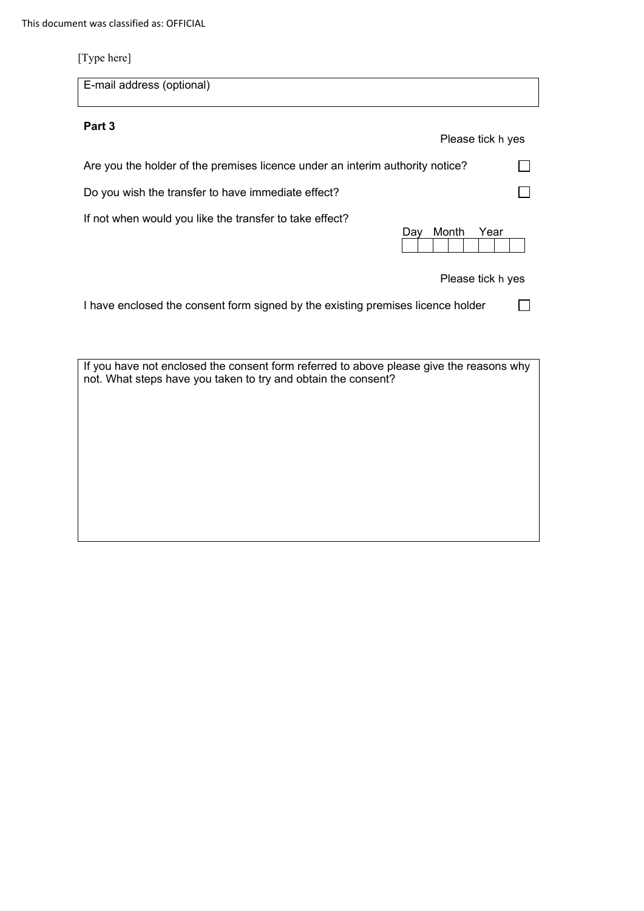[Type here]

E-mail address (optional)

**Part 3**

Please tick h yes

| | |
|---|---|
| Are you the holder of the premises licence under an interim authority notice? | ☐ |
| Do you wish the transfer to have immediate effect? | ☐ |

If not when would you like the transfer to take effect?

| Day | | Month | | Year | | | |
|---|---|---|---|---|---|---|---|
| | | | | | | | |

Please tick h yes

| | |
|---|---|
| I have enclosed the consent form signed by the existing premises licence holder | ☐ |

If you have not enclosed the consent form referred to above please give the reasons why not. What steps have you taken to try and obtain the consent?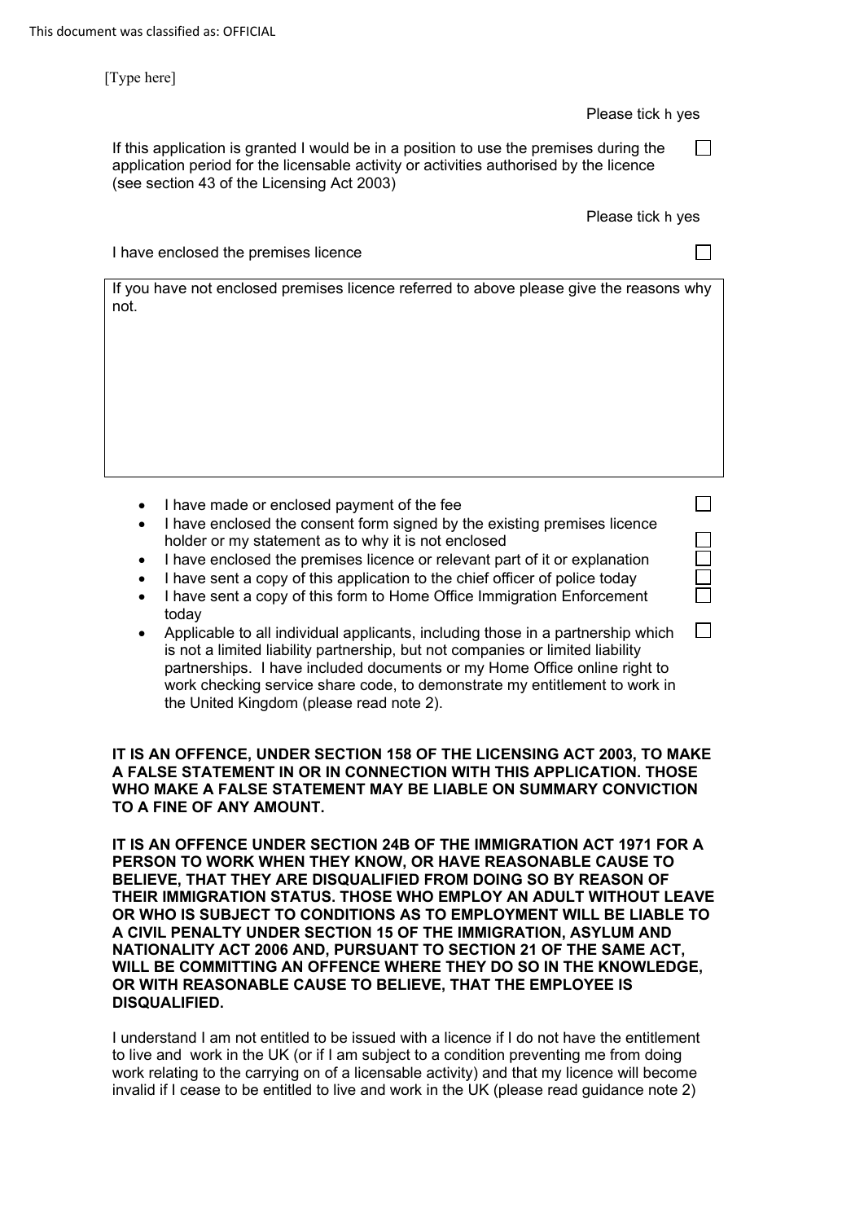[Type here]

Please tick h yes

If this application is granted I would be in a position to use the premises during the application period for the licensable activity or activities authorised by the licence (see section 43 of the Licensing Act 2003) ☐

Please tick h yes

I have enclosed the premises licence ☐

| If you have not enclosed premises licence referred to above please give the reasons why not. |
| --- |
| |

- I have made or enclosed payment of the fee ☐
- I have enclosed the consent form signed by the existing premises licence holder or my statement as to why it is not enclosed ☐
- I have enclosed the premises licence or relevant part of it or explanation ☐
- I have sent a copy of this application to the chief officer of police today ☐
- I have sent a copy of this form to Home Office Immigration Enforcement today ☐
- Applicable to all individual applicants, including those in a partnership which is not a limited liability partnership, but not companies or limited liability partnerships. I have included documents or my Home Office online right to work checking service share code, to demonstrate my entitlement to work in the United Kingdom (please read note 2). ☐

**IT IS AN OFFENCE, UNDER SECTION 158 OF THE LICENSING ACT 2003, TO MAKE A FALSE STATEMENT IN OR IN CONNECTION WITH THIS APPLICATION. THOSE WHO MAKE A FALSE STATEMENT MAY BE LIABLE ON SUMMARY CONVICTION TO A FINE OF ANY AMOUNT.**

**IT IS AN OFFENCE UNDER SECTION 24B OF THE IMMIGRATION ACT 1971 FOR A PERSON TO WORK WHEN THEY KNOW, OR HAVE REASONABLE CAUSE TO BELIEVE, THAT THEY ARE DISQUALIFIED FROM DOING SO BY REASON OF THEIR IMMIGRATION STATUS. THOSE WHO EMPLOY AN ADULT WITHOUT LEAVE OR WHO IS SUBJECT TO CONDITIONS AS TO EMPLOYMENT WILL BE LIABLE TO A CIVIL PENALTY UNDER SECTION 15 OF THE IMMIGRATION, ASYLUM AND NATIONALITY ACT 2006 AND, PURSUANT TO SECTION 21 OF THE SAME ACT, WILL BE COMMITTING AN OFFENCE WHERE THEY DO SO IN THE KNOWLEDGE, OR WITH REASONABLE CAUSE TO BELIEVE, THAT THE EMPLOYEE IS DISQUALIFIED.**

I understand I am not entitled to be issued with a licence if I do not have the entitlement to live and work in the UK (or if I am subject to a condition preventing me from doing work relating to the carrying on of a licensable activity) and that my licence will become invalid if I cease to be entitled to live and work in the UK (please read guidance note 2)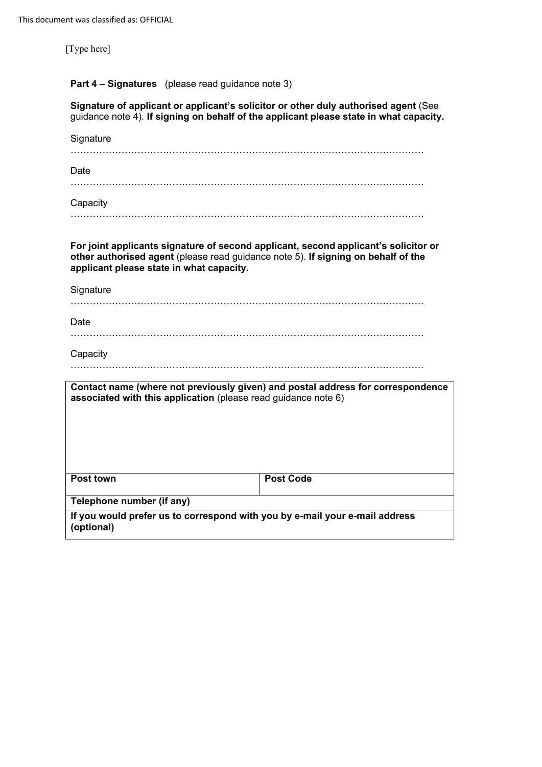[Type here]

**Part 4 – Signatures** (please read guidance note 3)

**Signature of applicant or applicant's solicitor or other duly authorised agent** (See guidance note 4). **If signing on behalf of the applicant please state in what capacity.**

Signature

……………………………………………………………………………………………………

Date

……………………………………………………………………………………………………

Capacity

……………………………………………………………………………………………………

**For joint applicants signature of second applicant, second applicant's solicitor or other authorised agent** (please read guidance note 5). **If signing on behalf of the applicant please state in what capacity.**

Signature

……………………………………………………………………………………………………

Date

……………………………………………………………………………………………………

Capacity

……………………………………………………………………………………………………

| **Contact name (where not previously given) and postal address for correspondence associated with this application** (please read guidance note 6) | |
|---|---|
| **Post town** | **Post Code** |
| **Telephone number (if any)** | |
| **If you would prefer us to correspond with you by e-mail your e-mail address (optional)** | |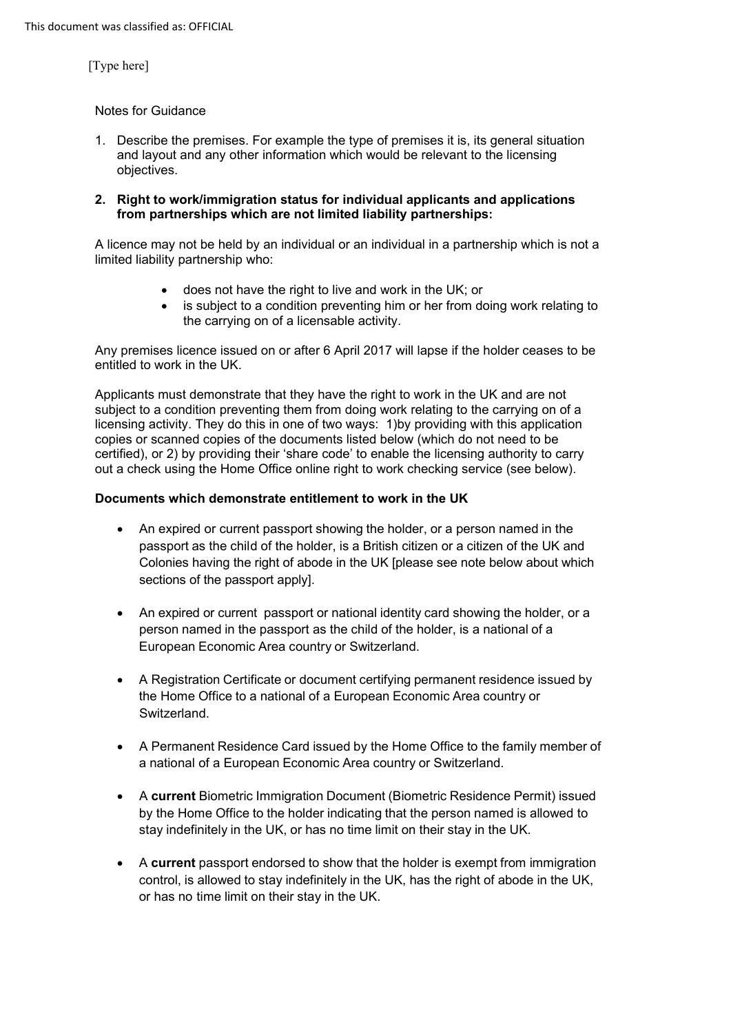[Type here]

Notes for Guidance

1. Describe the premises. For example the type of premises it is, its general situation and layout and any other information which would be relevant to the licensing objectives.

2. **Right to work/immigration status for individual applicants and applications from partnerships which are not limited liability partnerships:**

A licence may not be held by an individual or an individual in a partnership which is not a limited liability partnership who:

- does not have the right to live and work in the UK; or
- is subject to a condition preventing him or her from doing work relating to the carrying on of a licensable activity.

Any premises licence issued on or after 6 April 2017 will lapse if the holder ceases to be entitled to work in the UK.

Applicants must demonstrate that they have the right to work in the UK and are not subject to a condition preventing them from doing work relating to the carrying on of a licensing activity. They do this in one of two ways: 1)by providing with this application copies or scanned copies of the documents listed below (which do not need to be certified), or 2) by providing their 'share code' to enable the licensing authority to carry out a check using the Home Office online right to work checking service (see below).

**Documents which demonstrate entitlement to work in the UK**

- An expired or current passport showing the holder, or a person named in the passport as the child of the holder, is a British citizen or a citizen of the UK and Colonies having the right of abode in the UK [please see note below about which sections of the passport apply].
- An expired or current passport or national identity card showing the holder, or a person named in the passport as the child of the holder, is a national of a European Economic Area country or Switzerland.
- A Registration Certificate or document certifying permanent residence issued by the Home Office to a national of a European Economic Area country or Switzerland.
- A Permanent Residence Card issued by the Home Office to the family member of a national of a European Economic Area country or Switzerland.
- A **current** Biometric Immigration Document (Biometric Residence Permit) issued by the Home Office to the holder indicating that the person named is allowed to stay indefinitely in the UK, or has no time limit on their stay in the UK.
- A **current** passport endorsed to show that the holder is exempt from immigration control, is allowed to stay indefinitely in the UK, has the right of abode in the UK, or has no time limit on their stay in the UK.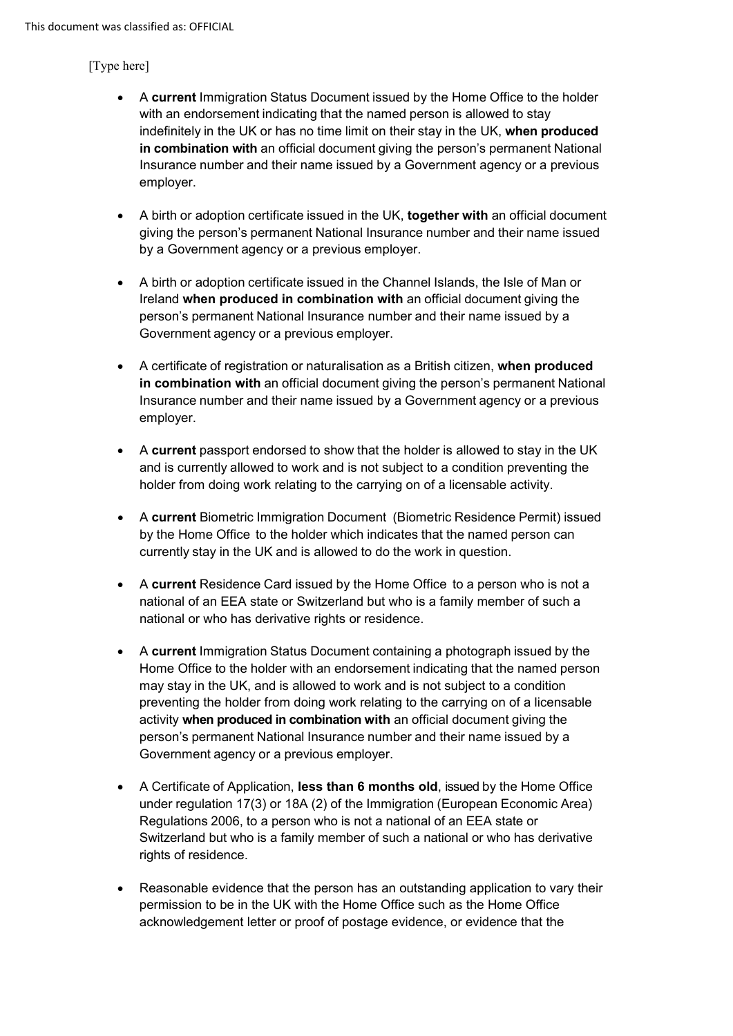[Type here]

- A **current** Immigration Status Document issued by the Home Office to the holder with an endorsement indicating that the named person is allowed to stay indefinitely in the UK or has no time limit on their stay in the UK, **when produced in combination with** an official document giving the person's permanent National Insurance number and their name issued by a Government agency or a previous employer.

- A birth or adoption certificate issued in the UK, **together with** an official document giving the person's permanent National Insurance number and their name issued by a Government agency or a previous employer.

- A birth or adoption certificate issued in the Channel Islands, the Isle of Man or Ireland **when produced in combination with** an official document giving the person's permanent National Insurance number and their name issued by a Government agency or a previous employer.

- A certificate of registration or naturalisation as a British citizen, **when produced in combination with** an official document giving the person's permanent National Insurance number and their name issued by a Government agency or a previous employer.

- A **current** passport endorsed to show that the holder is allowed to stay in the UK and is currently allowed to work and is not subject to a condition preventing the holder from doing work relating to the carrying on of a licensable activity.

- A **current** Biometric Immigration Document (Biometric Residence Permit) issued by the Home Office to the holder which indicates that the named person can currently stay in the UK and is allowed to do the work in question.

- A **current** Residence Card issued by the Home Office to a person who is not a national of an EEA state or Switzerland but who is a family member of such a national or who has derivative rights or residence.

- A **current** Immigration Status Document containing a photograph issued by the Home Office to the holder with an endorsement indicating that the named person may stay in the UK, and is allowed to work and is not subject to a condition preventing the holder from doing work relating to the carrying on of a licensable activity **when produced in combination with** an official document giving the person's permanent National Insurance number and their name issued by a Government agency or a previous employer.

- A Certificate of Application, **less than 6 months old**, issued by the Home Office under regulation 17(3) or 18A (2) of the Immigration (European Economic Area) Regulations 2006, to a person who is not a national of an EEA state or Switzerland but who is a family member of such a national or who has derivative rights of residence.

- Reasonable evidence that the person has an outstanding application to vary their permission to be in the UK with the Home Office such as the Home Office acknowledgement letter or proof of postage evidence, or evidence that the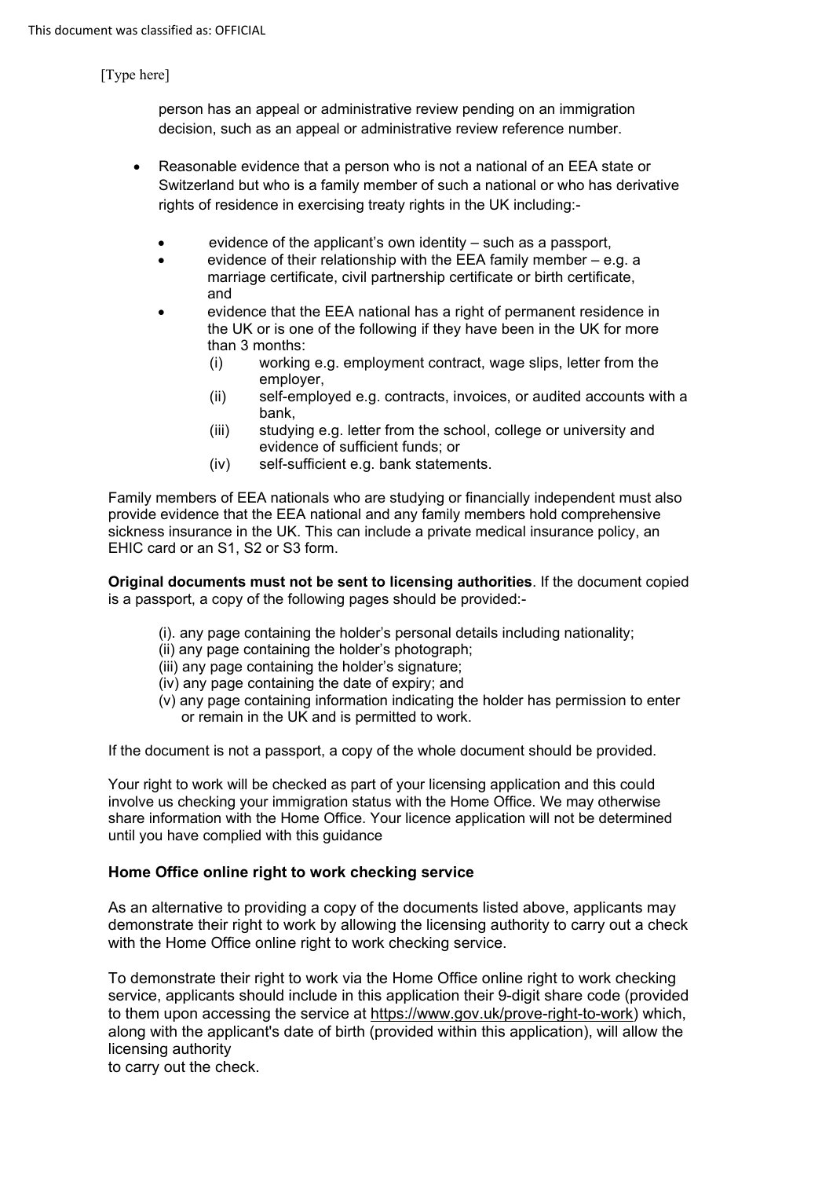person has an appeal or administrative review pending on an immigration decision, such as an appeal or administrative review reference number.

- Reasonable evidence that a person who is not a national of an EEA state or Switzerland but who is a family member of such a national or who has derivative rights of residence in exercising treaty rights in the UK including:-
  - evidence of the applicant's own identity – such as a passport,
  - evidence of their relationship with the EEA family member – e.g. a marriage certificate, civil partnership certificate or birth certificate, and
  - evidence that the EEA national has a right of permanent residence in the UK or is one of the following if they have been in the UK for more than 3 months:
    - (i) working e.g. employment contract, wage slips, letter from the employer,
    - (ii) self-employed e.g. contracts, invoices, or audited accounts with a bank,
    - (iii) studying e.g. letter from the school, college or university and evidence of sufficient funds; or
    - (iv) self-sufficient e.g. bank statements.

Family members of EEA nationals who are studying or financially independent must also provide evidence that the EEA national and any family members hold comprehensive sickness insurance in the UK. This can include a private medical insurance policy, an EHIC card or an S1, S2 or S3 form.

**Original documents must not be sent to licensing authorities**. If the document copied is a passport, a copy of the following pages should be provided:-

(i). any page containing the holder's personal details including nationality;
(ii) any page containing the holder's photograph;
(iii) any page containing the holder's signature;
(iv) any page containing the date of expiry; and
(v) any page containing information indicating the holder has permission to enter or remain in the UK and is permitted to work.

If the document is not a passport, a copy of the whole document should be provided.

Your right to work will be checked as part of your licensing application and this could involve us checking your immigration status with the Home Office. We may otherwise share information with the Home Office. Your licence application will not be determined until you have complied with this guidance

**Home Office online right to work checking service**

As an alternative to providing a copy of the documents listed above, applicants may demonstrate their right to work by allowing the licensing authority to carry out a check with the Home Office online right to work checking service.

To demonstrate their right to work via the Home Office online right to work checking service, applicants should include in this application their 9-digit share code (provided to them upon accessing the service at https://www.gov.uk/prove-right-to-work) which, along with the applicant's date of birth (provided within this application), will allow the licensing authority to carry out the check.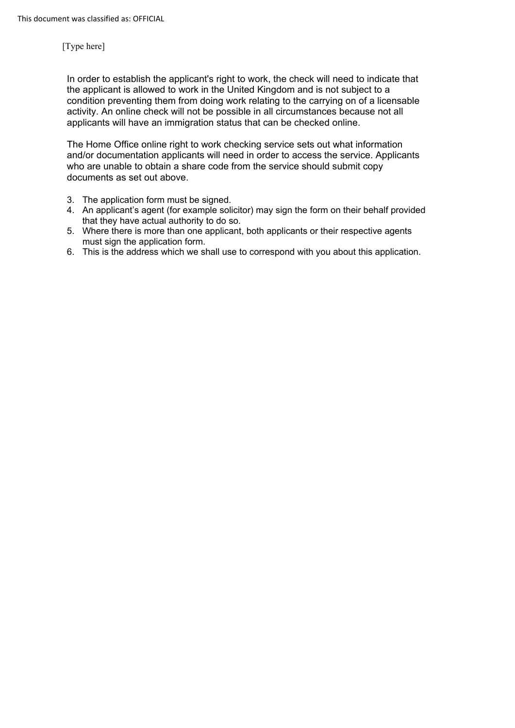In order to establish the applicant's right to work, the check will need to indicate that the applicant is allowed to work in the United Kingdom and is not subject to a condition preventing them from doing work relating to the carrying on of a licensable activity. An online check will not be possible in all circumstances because not all applicants will have an immigration status that can be checked online.

The Home Office online right to work checking service sets out what information and/or documentation applicants will need in order to access the service. Applicants who are unable to obtain a share code from the service should submit copy documents as set out above.

3. The application form must be signed.
4. An applicant's agent (for example solicitor) may sign the form on their behalf provided that they have actual authority to do so.
5. Where there is more than one applicant, both applicants or their respective agents must sign the application form.
6. This is the address which we shall use to correspond with you about this application.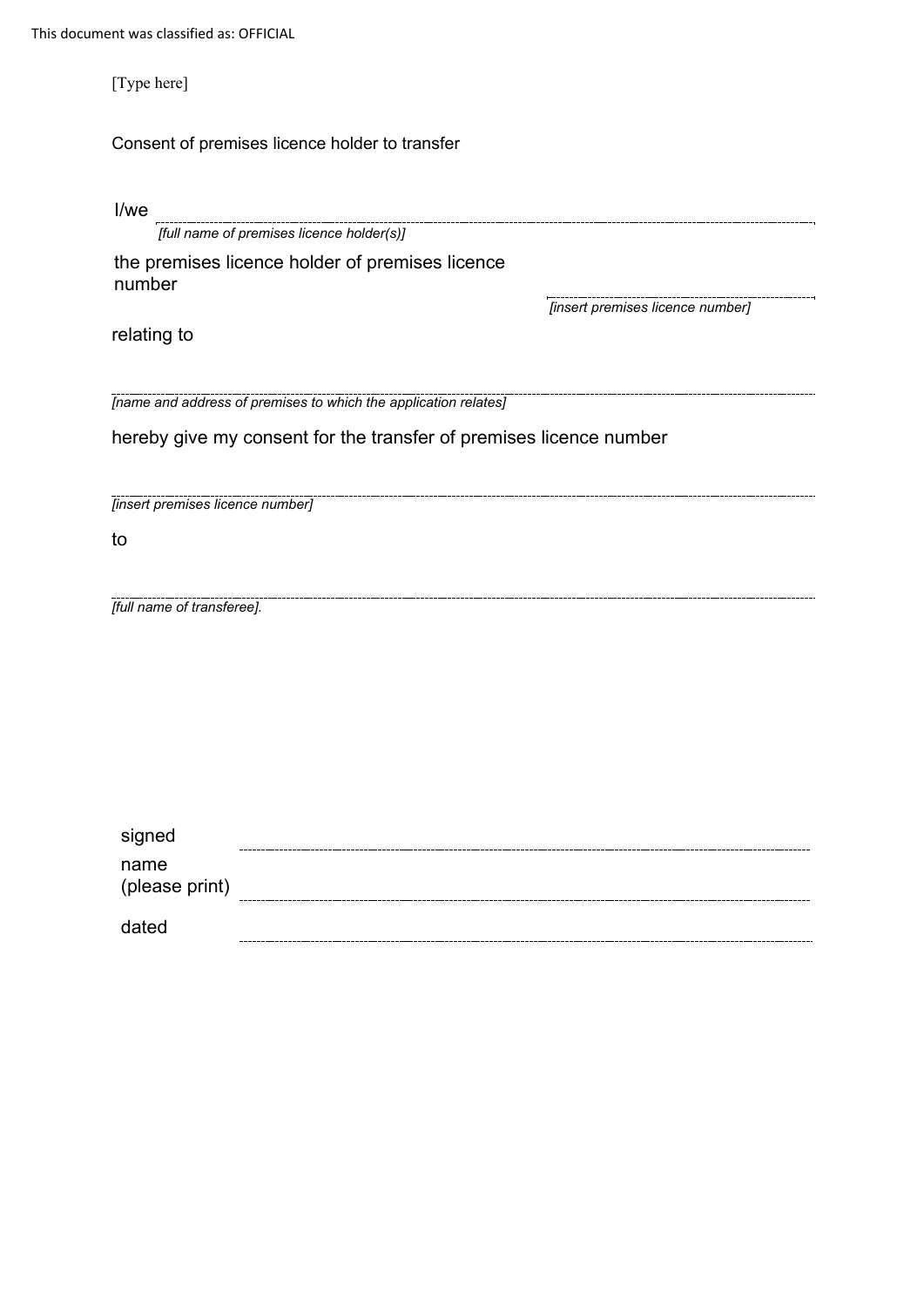[Type here]

Consent of premises licence holder to transfer

I/we ..............................................................................................................................
*[full name of premises licence holder(s)]*

the premises licence holder of premises licence number ..............................................
*[insert premises licence number]*

relating to

......................................................................................................................................
*[name and address of premises to which the application relates]*

hereby give my consent for the transfer of premises licence number

......................................................................................................................................
*[insert premises licence number]*

to

......................................................................................................................................
*[full name of transferee].*

signed ..............................................................................................................

name (please print) ..............................................................................................................

dated ..............................................................................................................